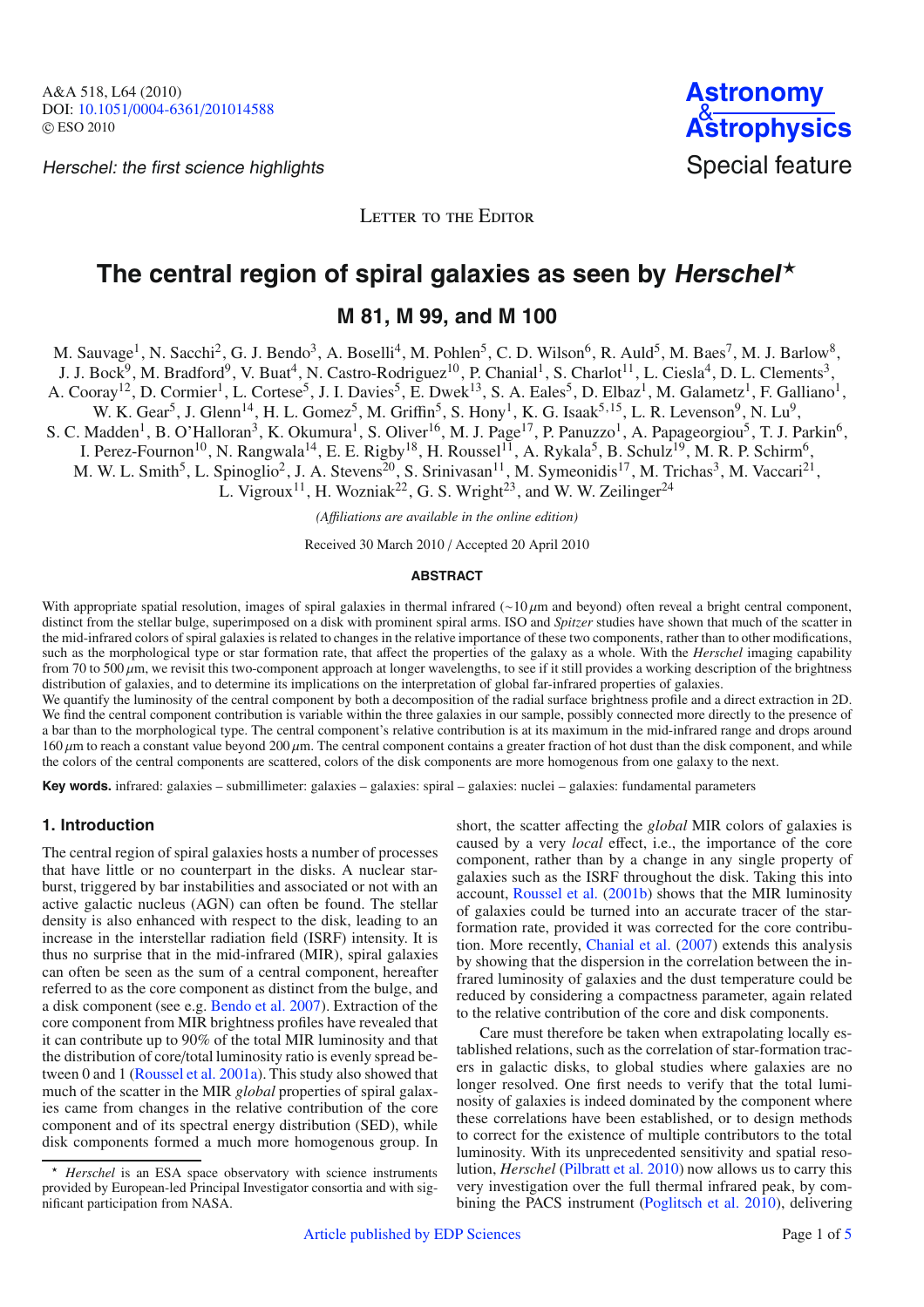Herschel: the first science highlights

Letter to the Editor

# The central region of spiral galaxies as seen by *Herschel*[⋆]

## M 81, M 99, and M 100

M. Sauvage[1], N. Sacchi[2], G. J. Bendo[3], A. Boselli[4], M. Pohlen[5], C. D. Wilson[6], R. Auld[5], M. Baes[7], M. J. Barlow[8], J. J. Bock[9], M. Bradford[9], V. Buat[4], N. Castro-Rodriguez[10], P. Chanial[1], S. Charlot[11], L. Ciesla[4], D. L. Clements[3], A. Cooray[12], D. Cormier[1], L. Cortese[5], J. I. Davies[5], E. Dwek[13], S. A. Eales[5], D. Elbaz[1], M. Galametz[1], F. Galliano[1], W. K. Gear[5], J. Glenn[14], H. L. Gomez[5], M. Griffin[5], S. Hony[1], K. G. Isaak[5,15], L. R. Levenson[9], N. Lu[9], S. C. Madden[1], B. O'Halloran[3], K. Okumura[1], S. Oliver[16], M. J. Page[17], P. Panuzzo[1], A. Papageorgiou[5], T. J. Parkin[6], I. Perez-Fournon[10], N. Rangwala[14], E. E. Rigby[18], H. Roussel[11], A. Rykala[5], B. Schulz[19], M. R. P. Schirm[6], M. W. L. Smith[5], L. Spinoglio[2], J. A. Stevens[20], S. Srinivasan[11], M. Symeonidis[17], M. Trichas[3], M. Vaccari[21], L. Vigroux[11], H. Wozniak[22], G. S. Wright[23], and W. W. Zeilinger[24]

*(Affiliations are available in the online edition)*

Received 30 March 2010 / Accepted 20 April 2010

### ABSTRACT

With appropriate spatial resolution, images of spiral galaxies in thermal infrared (∼10 μm and beyond) often reveal a bright central component, distinct from the stellar bulge, superimposed on a disk with prominent spiral arms. ISO and *Spitzer* studies have shown that much of the scatter in the mid-infrared colors of spiral galaxies is related to changes in the relative importance of these two components, rather than to other modifications, such as the morphological type or star formation rate, that affect the properties of the galaxy as a whole. With the *Herschel* imaging capability from 70 to 500 μm, we revisit this two-component approach at longer wavelengths, to see if it still provides a working description of the brightness distribution of galaxies, and to determine its implications on the interpretation of global far-infrared properties of galaxies.

We quantify the luminosity of the central component by both a decomposition of the radial surface brightness profile and a direct extraction in 2D. We find the central component contribution is variable within the three galaxies in our sample, possibly connected more directly to the presence of a bar than to the morphological type. The central component's relative contribution is at its maximum in the mid-infrared range and drops around 160 μm to reach a constant value beyond 200 μm. The central component contains a greater fraction of hot dust than the disk component, and while the colors of the central components are scattered, colors of the disk components are more homogenous from one galaxy to the next.

**Key words.** infrared: galaxies – submillimeter: galaxies – galaxies: spiral – galaxies: nuclei – galaxies: fundamental parameters

## 1. Introduction

The central region of spiral galaxies hosts a number of processes that have little or no counterpart in the disks. A nuclear starburst, triggered by bar instabilities and associated or not with an active galactic nucleus (AGN) can often be found. The stellar density is also enhanced with respect to the disk, leading to an increase in the interstellar radiation field (ISRF) intensity. It is thus no surprise that in the mid-infrared (MIR), spiral galaxies can often be seen as the sum of a central component, hereafter referred to as the core component as distinct from the bulge, and a disk component (see e.g. Bendo et al. 2007). Extraction of the core component from MIR brightness profiles have revealed that it can contribute up to 90% of the total MIR luminosity and that the distribution of core/total luminosity ratio is evenly spread between 0 and 1 (Roussel et al. 2001a). This study also showed that much of the scatter in the MIR *global* properties of spiral galaxies came from changes in the relative contribution of the core component and of its spectral energy distribution (SED), while disk components formed a much more homogenous group. In short, the scatter affecting the *global* MIR colors of galaxies is caused by a very *local* effect, i.e., the importance of the core component, rather than by a change in any single property of galaxies such as the ISRF throughout the disk. Taking this into account, Roussel et al. (2001b) shows that the MIR luminosity of galaxies could be turned into an accurate tracer of the star-formation rate, provided it was corrected for the core contribution. More recently, Chanial et al. (2007) extends this analysis by showing that the dispersion in the correlation between the infrared luminosity of galaxies and the dust temperature could be reduced by considering a compactness parameter, again related to the relative contribution of the core and disk components.

Care must therefore be taken when extrapolating locally established relations, such as the correlation of star-formation tracers in galactic disks, to global studies where galaxies are no longer resolved. One first needs to verify that the total luminosity of galaxies is indeed dominated by the component where these correlations have been established, or to design methods to correct for the existence of multiple contributors to the total luminosity. With its unprecedented sensitivity and spatial resolution, *Herschel* (Pilbratt et al. 2010) now allows us to carry this very investigation over the full thermal infrared peak, by combining the PACS instrument (Poglitsch et al. 2010), delivering

[⋆] *Herschel* is an ESA space observatory with science instruments provided by European-led Principal Investigator consortia and with significant participation from NASA.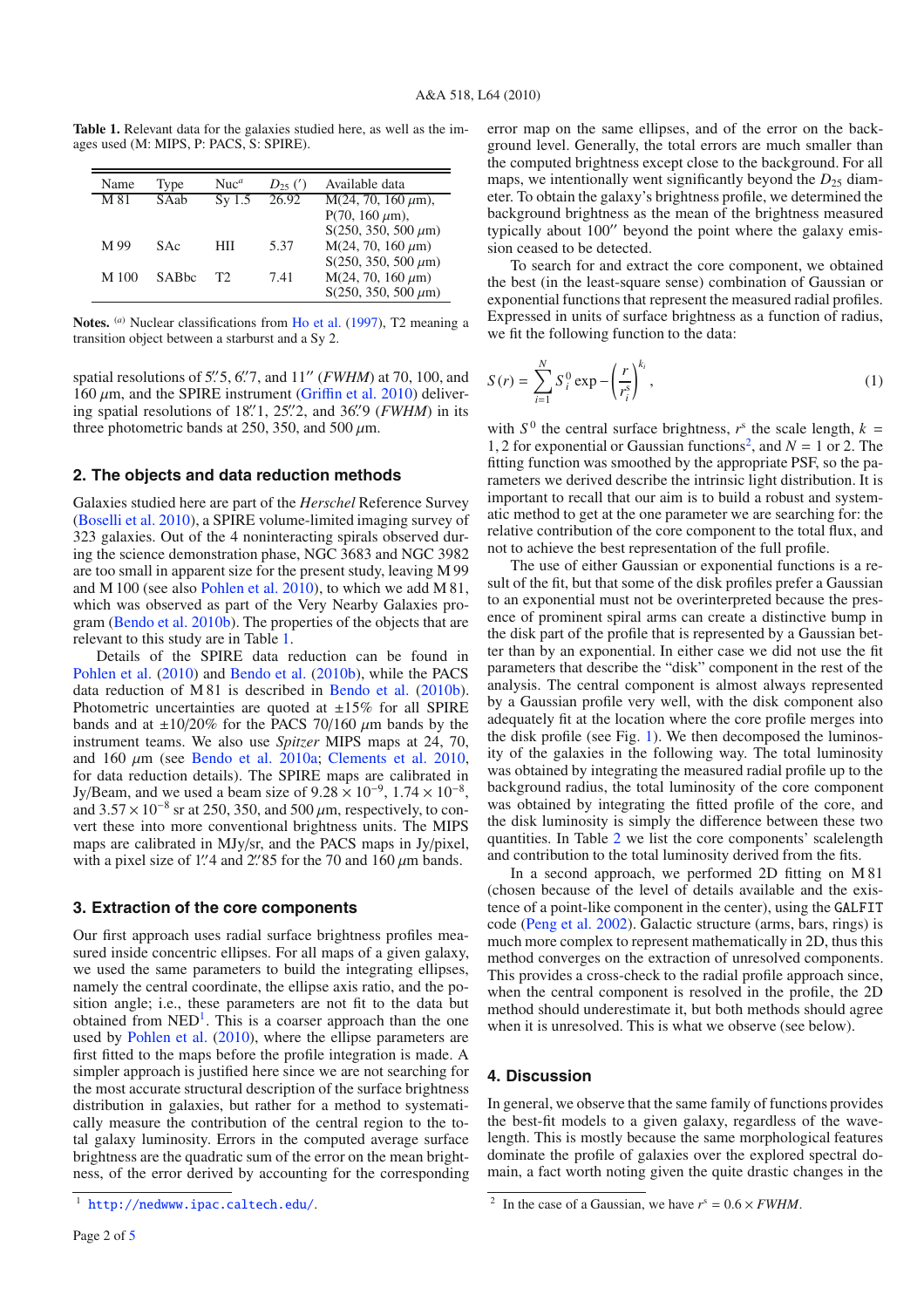**Table 1.** Relevant data for the galaxies studied here, as well as the images used (M: MIPS, P: PACS, S: SPIRE).

| Name | Type | Nuc[a] | $D_{25}$ (′) | Available data |
|---|---|---|---|---|
| M 81 | SAab | Sy 1.5 | 26.92 | M(24, 70, 160 $\mu$m), P(70, 160 $\mu$m), S(250, 350, 500 $\mu$m) |
| M 99 | SAc | HII | 5.37 | M(24, 70, 160 $\mu$m) S(250, 350, 500 $\mu$m) |
| M 100 | SABbc | T2 | 7.41 | M(24, 70, 160 $\mu$m) S(250, 350, 500 $\mu$m) |

**Notes.** [(a)] Nuclear classifications from Ho et al. (1997), T2 meaning a transition object between a starburst and a Sy 2.

spatial resolutions of 5.″5, 6.″7, and 11″ (*FWHM*) at 70, 100, and 160 $\mu$m, and the SPIRE instrument (Griffin et al. 2010) delivering spatial resolutions of 18.″1, 25.″2, and 36.″9 (*FWHM*) in its three photometric bands at 250, 350, and 500 $\mu$m.

## 2. The objects and data reduction methods

Galaxies studied here are part of the *Herschel* Reference Survey (Boselli et al. 2010), a SPIRE volume-limited imaging survey of 323 galaxies. Out of the 4 noninteracting spirals observed during the science demonstration phase, NGC 3683 and NGC 3982 are too small in apparent size for the present study, leaving M 99 and M 100 (see also Pohlen et al. 2010), to which we add M 81, which was observed as part of the Very Nearby Galaxies program (Bendo et al. 2010b). The properties of the objects that are relevant to this study are in Table 1.

Details of the SPIRE data reduction can be found in Pohlen et al. (2010) and Bendo et al. (2010b), while the PACS data reduction of M 81 is described in Bendo et al. (2010b). Photometric uncertainties are quoted at ±15% for all SPIRE bands and at ±10/20% for the PACS 70/160 $\mu$m bands by the instrument teams. We also use *Spitzer* MIPS maps at 24, 70, and 160 $\mu$m (see Bendo et al. 2010a; Clements et al. 2010, for data reduction details). The SPIRE maps are calibrated in Jy/Beam, and we used a beam size of $9.28 \times 10^{-9}$, $1.74 \times 10^{-8}$, and $3.57 \times 10^{-8}$ sr at 250, 350, and 500 $\mu$m, respectively, to convert these into more conventional brightness units. The MIPS maps are calibrated in MJy/sr, and the PACS maps in Jy/pixel, with a pixel size of 1.″4 and 2.″85 for the 70 and 160 $\mu$m bands.

## 3. Extraction of the core components

Our first approach uses radial surface brightness profiles measured inside concentric ellipses. For all maps of a given galaxy, we used the same parameters to build the integrating ellipses, namely the central coordinate, the ellipse axis ratio, and the position angle; i.e., these parameters are not fit to the data but obtained from NED[1]. This is a coarser approach than the one used by Pohlen et al. (2010), where the ellipse parameters are first fitted to the maps before the profile integration is made. A simpler approach is justified here since we are not searching for the most accurate structural description of the surface brightness distribution in galaxies, but rather for a method to systematically measure the contribution of the central region to the total galaxy luminosity. Errors in the computed average surface brightness are the quadratic sum of the error on the mean brightness, of the error derived by accounting for the corresponding error map on the same ellipses, and of the error on the background level. Generally, the total errors are much smaller than the computed brightness except close to the background. For all maps, we intentionally went significantly beyond the $D_{25}$ diameter. To obtain the galaxy's brightness profile, we determined the background brightness as the mean of the brightness measured typically about 100″ beyond the point where the galaxy emission ceased to be detected.

To search for and extract the core component, we obtained the best (in the least-square sense) combination of Gaussian or exponential functions that represent the measured radial profiles. Expressed in units of surface brightness as a function of radius, we fit the following function to the data:

$$S(r) = \sum_{i=1}^{N} S_i^0 \exp - \left( \frac{r}{r_i^s} \right)^{k_i}, \tag{1}$$

with $S^0$ the central surface brightness, $r^s$ the scale length, $k = 1, 2$ for exponential or Gaussian functions[2], and $N = 1$ or 2. The fitting function was smoothed by the appropriate PSF, so the parameters we derived describe the intrinsic light distribution. It is important to recall that our aim is to build a robust and systematic method to get at the one parameter we are searching for: the relative contribution of the core component to the total flux, and not to achieve the best representation of the full profile.

The use of either Gaussian or exponential functions is a result of the fit, but that some of the disk profiles prefer a Gaussian to an exponential must not be overinterpreted because the presence of prominent spiral arms can create a distinctive bump in the disk part of the profile that is represented by a Gaussian better than by an exponential. In either case we did not use the fit parameters that describe the "disk" component in the rest of the analysis. The central component is almost always represented by a Gaussian profile very well, with the disk component also adequately fit at the location where the core profile merges into the disk profile (see Fig. 1). We then decomposed the luminosity of the galaxies in the following way. The total luminosity was obtained by integrating the measured radial profile up to the background radius, the total luminosity of the core component was obtained by integrating the fitted profile of the core, and the disk luminosity is simply the difference between these two quantities. In Table 2 we list the core components' scalelength and contribution to the total luminosity derived from the fits.

In a second approach, we performed 2D fitting on M 81 (chosen because of the level of details available and the existence of a point-like component in the center), using the `GALFIT` code (Peng et al. 2002). Galactic structure (arms, bars, rings) is much more complex to represent mathematically in 2D, thus this method converges on the extraction of unresolved components. This provides a cross-check to the radial profile approach since, when the central component is resolved in the profile, the 2D method should underestimate it, but both methods should agree when it is unresolved. This is what we observe (see below).

## 4. Discussion

In general, we observe that the same family of functions provides the best-fit models to a given galaxy, regardless of the wavelength. This is mostly because the same morphological features dominate the profile of galaxies over the explored spectral domain, a fact worth noting given the quite drastic changes in the

[1] http://nedwww.ipac.caltech.edu/.

[2] In the case of a Gaussian, we have $r^s = 0.6 \times FWHM$.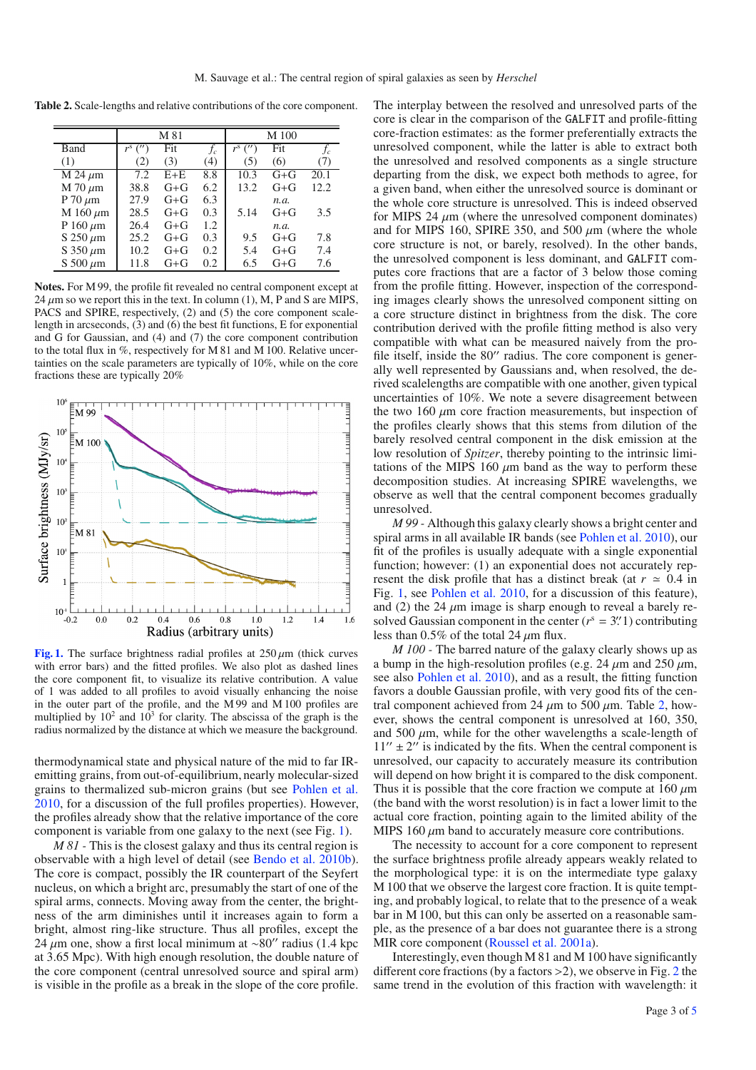**Table 2.** Scale-lengths and relative contributions of the core component.

| Band | M 81 | | | M 100 | | |
|---|---|---|---|---|---|---|
| | $r^s$ ($''$) | Fit | $f_c$ | $r^s$ ($''$) | Fit | $f_c$ |
| (1) | (2) | (3) | (4) | (5) | (6) | (7) |
| M 24 $\mu$m | 7.2 | E+E | 8.8 | 10.3 | G+G | 20.1 |
| M 70 $\mu$m | 38.8 | G+G | 6.2 | 13.2 | G+G | 12.2 |
| P 70 $\mu$m | 27.9 | G+G | 6.3 | | *n.a.* | |
| M 160 $\mu$m | 28.5 | G+G | 0.3 | 5.14 | G+G | 3.5 |
| P 160 $\mu$m | 26.4 | G+G | 1.2 | | *n.a.* | |
| S 250 $\mu$m | 25.2 | G+G | 0.3 | 9.5 | G+G | 7.8 |
| S 350 $\mu$m | 10.2 | G+G | 0.2 | 5.4 | G+G | 7.4 |
| S 500 $\mu$m | 11.8 | G+G | 0.2 | 6.5 | G+G | 7.6 |

**Notes.** For M 99, the profile fit revealed no central component except at 24 $\mu$m so we report this in the text. In column (1), M, P and S are MIPS, PACS and SPIRE, respectively, (2) and (5) the core component scale-length in arcseconds, (3) and (6) the best fit functions, E for exponential and G for Gaussian, and (4) and (7) the core component contribution to the total flux in %, respectively for M 81 and M 100. Relative uncertainties on the scale parameters are typically of 10%, while on the core fractions these are typically 20%

**Fig. 1.** The surface brightness radial profiles at 250 $\mu$m (thick curves with error bars) and the fitted profiles. We also plot as dashed lines the core component fit, to visualize its relative contribution. A value of 1 was added to all profiles to avoid visually enhancing the noise in the outer part of the profile, and the M 99 and M 100 profiles are multiplied by $10^2$ and $10^3$ for clarity. The abscissa of the graph is the radius normalized by the distance at which we measure the background.

thermodynamical state and physical nature of the mid to far IR-emitting grains, from out-of-equilibrium, nearly molecular-sized grains to thermalized sub-micron grains (but see Pohlen et al. 2010, for a discussion of the full profiles properties). However, the profiles already show that the relative importance of the core component is variable from one galaxy to the next (see Fig. 1).

*M 81* - This is the closest galaxy and thus its central region is observable with a high level of detail (see Bendo et al. 2010b). The core is compact, possibly the IR counterpart of the Seyfert nucleus, on which a bright arc, presumably the start of one of the spiral arms, connects. Moving away from the center, the brightness of the arm diminishes until it increases again to form a bright, almost ring-like structure. Thus all profiles, except the 24 $\mu$m one, show a first local minimum at ~80$''$ radius (1.4 kpc at 3.65 Mpc). With high enough resolution, the double nature of the core component (central unresolved source and spiral arm) is visible in the profile as a break in the slope of the core profile. The interplay between the resolved and unresolved parts of the core is clear in the comparison of the GALFIT and profile-fitting core-fraction estimates: as the former preferentially extracts the unresolved component, while the latter is able to extract both the unresolved and resolved components as a single structure departing from the disk, we expect both methods to agree, for a given band, when either the unresolved source is dominant or the whole core structure is unresolved. This is indeed observed for MIPS 24 $\mu$m (where the unresolved component dominates) and for MIPS 160, SPIRE 350, and 500 $\mu$m (where the whole core structure is not, or barely, resolved). In the other bands, the unresolved component is less dominant, and GALFIT computes core fractions that are a factor of 3 below those coming from the profile fitting. However, inspection of the corresponding images clearly shows the unresolved component sitting on a core structure distinct in brightness from the disk. The core contribution derived with the profile fitting method is also very compatible with what can be measured naively from the profile itself, inside the 80$''$ radius. The core component is generally well represented by Gaussians and, when resolved, the derived scalelengths are compatible with one another, given typical uncertainties of 10%. We note a severe disagreement between the two 160 $\mu$m core fraction measurements, but inspection of the profiles clearly shows that this stems from dilution of the barely resolved central component in the disk emission at the low resolution of *Spitzer*, thereby pointing to the intrinsic limitations of the MIPS 160 $\mu$m band as the way to perform these decomposition studies. At increasing SPIRE wavelengths, we observe as well that the central component becomes gradually unresolved.

*M 99* - Although this galaxy clearly shows a bright center and spiral arms in all available IR bands (see Pohlen et al. 2010), our fit of the profiles is usually adequate with a single exponential function; however: (1) an exponential does not accurately represent the disk profile that has a distinct break (at $r \simeq 0.4$ in Fig. 1, see Pohlen et al. 2010, for a discussion of this feature), and (2) the 24 $\mu$m image is sharp enough to reveal a barely resolved Gaussian component in the center ($r^s = 3.''1$) contributing less than 0.5% of the total 24 $\mu$m flux.

*M 100* - The barred nature of the galaxy clearly shows up as a bump in the high-resolution profiles (e.g. 24 $\mu$m and 250 $\mu$m, see also Pohlen et al. 2010), and as a result, the fitting function favors a double Gaussian profile, with very good fits of the central component achieved from 24 $\mu$m to 500 $\mu$m. Table 2, however, shows the central component is unresolved at 160, 350, and 500 $\mu$m, while for the other wavelengths a scale-length of $11'' \pm 2''$ is indicated by the fits. When the central component is unresolved, our capacity to accurately measure its contribution will depend on how bright it is compared to the disk component. Thus it is possible that the core fraction we compute at 160 $\mu$m (the band with the worst resolution) is in fact a lower limit to the actual core fraction, pointing again to the limited ability of the MIPS 160 $\mu$m band to accurately measure core contributions.

The necessity to account for a core component to represent the surface brightness profile already appears weakly related to the morphological type: it is on the intermediate type galaxy M 100 that we observe the largest core fraction. It is quite tempting, and probably logical, to relate that to the presence of a weak bar in M 100, but this can only be asserted on a reasonable sample, as the presence of a bar does not guarantee there is a strong MIR core component (Roussel et al. 2001a).

Interestingly, even though M 81 and M 100 have significantly different core fractions (by a factors >2), we observe in Fig. 2 the same trend in the evolution of this fraction with wavelength: it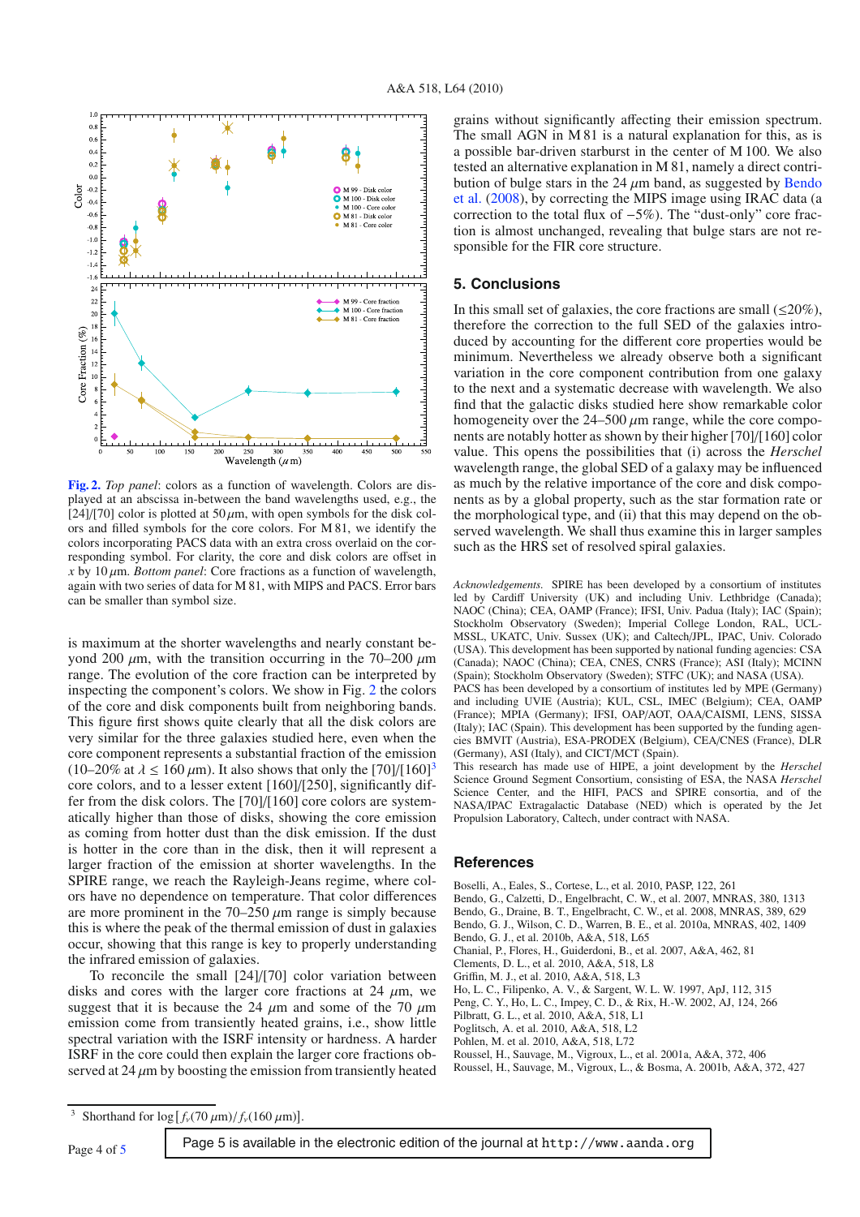Fig. 2. *Top panel*: colors as a function of wavelength. Colors are displayed at an abscissa in-between the band wavelengths used, e.g., the [24]/[70] color is plotted at 50 $\mu$m, with open symbols for the disk colors and filled symbols for the core colors. For M 81, we identify the colors incorporating PACS data with an extra cross overlaid on the corresponding symbol. For clarity, the core and disk colors are offset in $x$ by 10 $\mu$m. *Bottom panel*: Core fractions as a function of wavelength, again with two series of data for M 81, with MIPS and PACS. Error bars can be smaller than symbol size.

is maximum at the shorter wavelengths and nearly constant beyond 200 $\mu$m, with the transition occurring in the 70–200 $\mu$m range. The evolution of the core fraction can be interpreted by inspecting the component's colors. We show in Fig. 2 the colors of the core and disk components built from neighboring bands. This figure first shows quite clearly that all the disk colors are very similar for the three galaxies studied here, even when the core component represents a substantial fraction of the emission (10–20% at $\lambda \le 160$ $\mu$m). It also shows that only the [70]/[160][3] core colors, and to a lesser extent [160]/[250], significantly differ from the disk colors. The [70]/[160] core colors are systematically higher than those of disks, showing the core emission as coming from hotter dust than the disk emission. If the dust is hotter in the core than in the disk, then it will represent a larger fraction of the emission at shorter wavelengths. In the SPIRE range, we reach the Rayleigh-Jeans regime, where colors have no dependence on temperature. That color differences are more prominent in the 70–250 $\mu$m range is simply because this is where the peak of the thermal emission of dust in galaxies occur, showing that this range is key to properly understanding the infrared emission of galaxies.

To reconcile the small [24]/[70] color variation between disks and cores with the larger core fractions at 24 $\mu$m, we suggest that it is because the 24 $\mu$m and some of the 70 $\mu$m emission come from transiently heated grains, i.e., show little spectral variation with the ISRF intensity or hardness. A harder ISRF in the core could then explain the larger core fractions observed at 24 $\mu$m by boosting the emission from transiently heated grains without significantly affecting their emission spectrum. The small AGN in M 81 is a natural explanation for this, as is a possible bar-driven starburst in the center of M 100. We also tested an alternative explanation in M 81, namely a direct contribution of bulge stars in the 24 $\mu$m band, as suggested by Bendo et al. (2008), by correcting the MIPS image using IRAC data (a correction to the total flux of −5%). The "dust-only" core fraction is almost unchanged, revealing that bulge stars are not responsible for the FIR core structure.

## 5. Conclusions

In this small set of galaxies, the core fractions are small ($\lesssim$20%), therefore the correction to the full SED of the galaxies introduced by accounting for the different core properties would be minimum. Nevertheless we already observe both a significant variation in the core component contribution from one galaxy to the next and a systematic decrease with wavelength. We also find that the galactic disks studied here show remarkable color homogeneity over the 24–500 $\mu$m range, while the core components are notably hotter as shown by their higher [70]/[160] color value. This opens the possibilities that (i) across the *Herschel* wavelength range, the global SED of a galaxy may be influenced as much by the relative importance of the core and disk components as by a global property, such as the star formation rate or the morphological type, and (ii) that this may depend on the observed wavelength. We shall thus examine this in larger samples such as the HRS set of resolved spiral galaxies.

*Acknowledgements.* SPIRE has been developed by a consortium of institutes led by Cardiff University (UK) and including Univ. Lethbridge (Canada); NAOC (China); CEA, OAMP (France); IFSI, Univ. Padua (Italy); IAC (Spain); Stockholm Observatory (Sweden); Imperial College London, RAL, UCL-MSSL, UKATC, Univ. Sussex (UK); and Caltech/JPL, IPAC, Univ. Colorado (USA). This development has been supported by national funding agencies: CSA (Canada); NAOC (China); CEA, CNES, CNRS (France); ASI (Italy); MCINN (Spain); Stockholm Observatory (Sweden); STFC (UK); and NASA (USA). PACS has been developed by a consortium of institutes led by MPE (Germany) and including UVIE (Austria); KUL, CSL, IMEC (Belgium); CEA, OAMP (France); MPIA (Germany); IFSI, OAP/AOT, OAA/CAISMI, LENS, SISSA (Italy); IAC (Spain). This development has been supported by the funding agencies BMVIT (Austria), ESA-PRODEX (Belgium), CEA/CNES (France), DLR (Germany), ASI (Italy), and CICT/MCT (Spain).
This research has made use of HIPE, a joint development by the *Herschel* Science Ground Segment Consortium, consisting of ESA, the NASA *Herschel* Science Center, and the HIFI, PACS and SPIRE consortia, and of the NASA/IPAC Extragalactic Database (NED) which is operated by the Jet Propulsion Laboratory, Caltech, under contract with NASA.

## References

Boselli, A., Eales, S., Cortese, L., et al. 2010, PASP, 122, 261
Bendo, G., Calzetti, D., Engelbracht, C. W., et al. 2007, MNRAS, 380, 1313
Bendo, G., Draine, B. T., Engelbracht, C. W., et al. 2008, MNRAS, 389, 629
Bendo, G. J., Wilson, C. D., Warren, B. E., et al. 2010a, MNRAS, 402, 1409
Bendo, G. J., et al. 2010b, A&A, 518, L65
Chanial, P., Flores, H., Guiderdoni, B., et al. 2007, A&A, 462, 81
Clements, D. L., et al. 2010, A&A, 518, L8
Griffin, M. J., et al. 2010, A&A, 518, L3
Ho, L. C., Filipenko, A. V., & Sargent, W. L. W. 1997, ApJ, 112, 315
Peng, C. Y., Ho, L. C., Impey, C. D., & Rix, H.-W. 2002, AJ, 124, 266
Pilbratt, G. L., et al. 2010, A&A, 518, L1
Poglitsch, A. et al. 2010, A&A, 518, L2
Pohlen, M. et al. 2010, A&A, 518, L72
Roussel, H., Sauvage, M., Vigroux, L., et al. 2001a, A&A, 372, 406
Roussel, H., Sauvage, M., Vigroux, L., & Bosma, A. 2001b, A&A, 372, 427

[3] Shorthand for $\log[f_\nu(70\,\mu\mathrm{m})/f_\nu(160\,\mu\mathrm{m})]$.

Page 5 is available in the electronic edition of the journal at `http://www.aanda.org`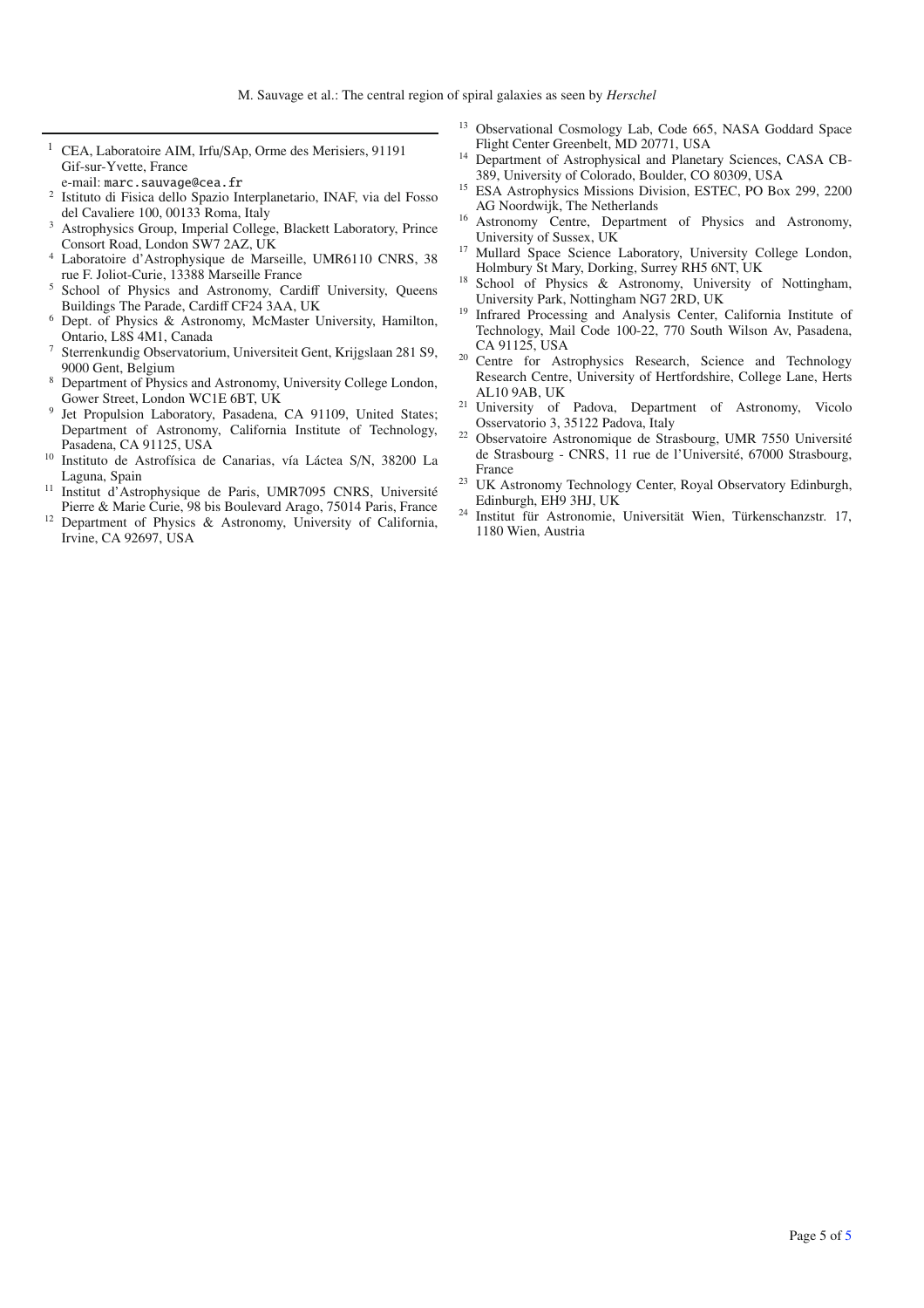[1] CEA, Laboratoire AIM, Irfu/SAp, Orme des Merisiers, 91191 Gif-sur-Yvette, France
e-mail: marc.sauvage@cea.fr

[2] Istituto di Fisica dello Spazio Interplanetario, INAF, via del Fosso del Cavaliere 100, 00133 Roma, Italy

[3] Astrophysics Group, Imperial College, Blackett Laboratory, Prince Consort Road, London SW7 2AZ, UK

[4] Laboratoire d'Astrophysique de Marseille, UMR6110 CNRS, 38 rue F. Joliot-Curie, 13388 Marseille France

[5] School of Physics and Astronomy, Cardiff University, Queens Buildings The Parade, Cardiff CF24 3AA, UK

[6] Dept. of Physics & Astronomy, McMaster University, Hamilton, Ontario, L8S 4M1, Canada

[7] Sterrenkundig Observatorium, Universiteit Gent, Krijgslaan 281 S9, 9000 Gent, Belgium

[8] Department of Physics and Astronomy, University College London, Gower Street, London WC1E 6BT, UK

[9] Jet Propulsion Laboratory, Pasadena, CA 91109, United States; Department of Astronomy, California Institute of Technology, Pasadena, CA 91125, USA

[10] Instituto de Astrofísica de Canarias, vía Láctea S/N, 38200 La Laguna, Spain

[11] Institut d'Astrophysique de Paris, UMR7095 CNRS, Université Pierre & Marie Curie, 98 bis Boulevard Arago, 75014 Paris, France

[12] Department of Physics & Astronomy, University of California, Irvine, CA 92697, USA

[13] Observational Cosmology Lab, Code 665, NASA Goddard Space Flight Center Greenbelt, MD 20771, USA

[14] Department of Astrophysical and Planetary Sciences, CASA CB-389, University of Colorado, Boulder, CO 80309, USA

[15] ESA Astrophysics Missions Division, ESTEC, PO Box 299, 2200 AG Noordwijk, The Netherlands

[16] Astronomy Centre, Department of Physics and Astronomy, University of Sussex, UK

[17] Mullard Space Science Laboratory, University College London, Holmbury St Mary, Dorking, Surrey RH5 6NT, UK

[18] School of Physics & Astronomy, University of Nottingham, University Park, Nottingham NG7 2RD, UK

[19] Infrared Processing and Analysis Center, California Institute of Technology, Mail Code 100-22, 770 South Wilson Av, Pasadena, CA 91125, USA

[20] Centre for Astrophysics Research, Science and Technology Research Centre, University of Hertfordshire, College Lane, Herts AL10 9AB, UK

[21] University of Padova, Department of Astronomy, Vicolo Osservatorio 3, 35122 Padova, Italy

[22] Observatoire Astronomique de Strasbourg, UMR 7550 Université de Strasbourg - CNRS, 11 rue de l'Université, 67000 Strasbourg, France

[23] UK Astronomy Technology Center, Royal Observatory Edinburgh, Edinburgh, EH9 3HJ, UK

[24] Institut für Astronomie, Universität Wien, Türkenschanzstr. 17, 1180 Wien, Austria